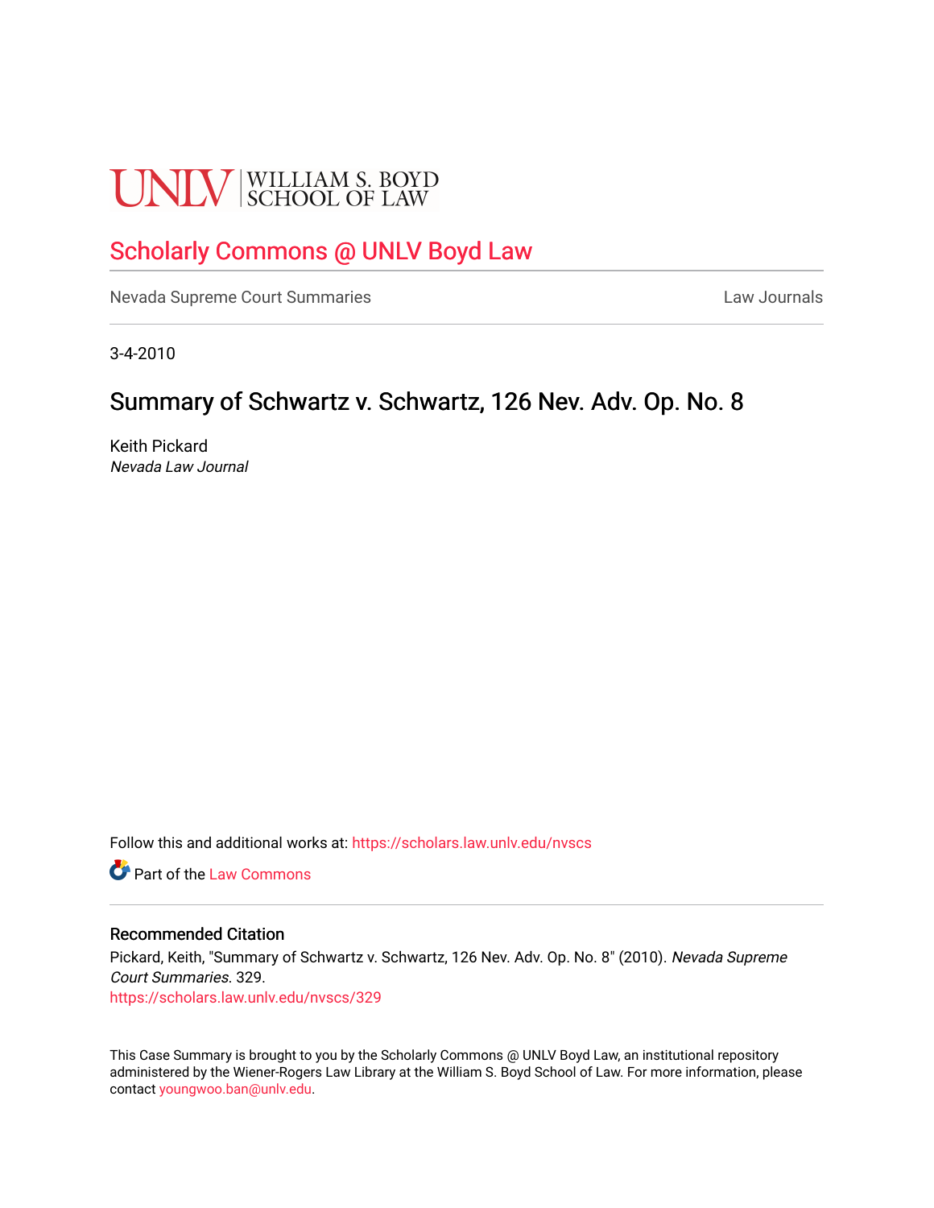UNLV | WILLIAM S. BOYD SCHOOL OF LAW

# Scholarly Commons @ UNLV Boyd Law

Nevada Supreme Court Summaries — Law Journals

3-4-2010

## Summary of Schwartz v. Schwartz, 126 Nev. Adv. Op. No. 8

Keith Pickard
*Nevada Law Journal*

Follow this and additional works at: https://scholars.law.unlv.edu/nvscs

Part of the Law Commons

### Recommended Citation

Pickard, Keith, "Summary of Schwartz v. Schwartz, 126 Nev. Adv. Op. No. 8" (2010). *Nevada Supreme Court Summaries*. 329.
https://scholars.law.unlv.edu/nvscs/329

This Case Summary is brought to you by the Scholarly Commons @ UNLV Boyd Law, an institutional repository administered by the Wiener-Rogers Law Library at the William S. Boyd School of Law. For more information, please contact youngwoo.ban@unlv.edu.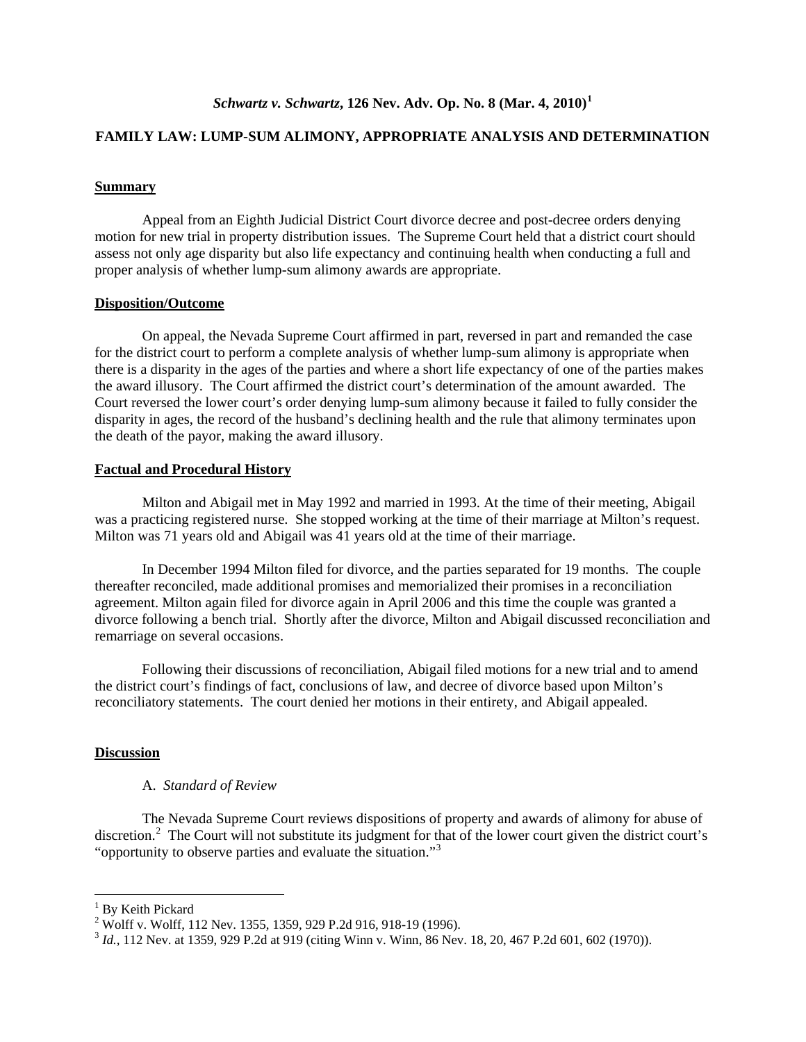***Schwartz v. Schwartz*, 126 Nev. Adv. Op. No. 8 (Mar. 4, 2010)**[1]

**FAMILY LAW: LUMP-SUM ALIMONY, APPROPRIATE ANALYSIS AND DETERMINATION**

**Summary**

Appeal from an Eighth Judicial District Court divorce decree and post-decree orders denying motion for new trial in property distribution issues. The Supreme Court held that a district court should assess not only age disparity but also life expectancy and continuing health when conducting a full and proper analysis of whether lump-sum alimony awards are appropriate.

**Disposition/Outcome**

On appeal, the Nevada Supreme Court affirmed in part, reversed in part and remanded the case for the district court to perform a complete analysis of whether lump-sum alimony is appropriate when there is a disparity in the ages of the parties and where a short life expectancy of one of the parties makes the award illusory. The Court affirmed the district court's determination of the amount awarded. The Court reversed the lower court's order denying lump-sum alimony because it failed to fully consider the disparity in ages, the record of the husband's declining health and the rule that alimony terminates upon the death of the payor, making the award illusory.

**Factual and Procedural History**

Milton and Abigail met in May 1992 and married in 1993. At the time of their meeting, Abigail was a practicing registered nurse. She stopped working at the time of their marriage at Milton's request. Milton was 71 years old and Abigail was 41 years old at the time of their marriage.

In December 1994 Milton filed for divorce, and the parties separated for 19 months. The couple thereafter reconciled, made additional promises and memorialized their promises in a reconciliation agreement. Milton again filed for divorce again in April 2006 and this time the couple was granted a divorce following a bench trial. Shortly after the divorce, Milton and Abigail discussed reconciliation and remarriage on several occasions.

Following their discussions of reconciliation, Abigail filed motions for a new trial and to amend the district court's findings of fact, conclusions of law, and decree of divorce based upon Milton's reconciliatory statements. The court denied her motions in their entirety, and Abigail appealed.

**Discussion**

A. *Standard of Review*

The Nevada Supreme Court reviews dispositions of property and awards of alimony for abuse of discretion.[2] The Court will not substitute its judgment for that of the lower court given the district court's "opportunity to observe parties and evaluate the situation."[3]

---

[1] By Keith Pickard

[2] Wolff v. Wolff, 112 Nev. 1355, 1359, 929 P.2d 916, 918-19 (1996).

[3] *Id.*, 112 Nev. at 1359, 929 P.2d at 919 (citing Winn v. Winn, 86 Nev. 18, 20, 467 P.2d 601, 602 (1970)).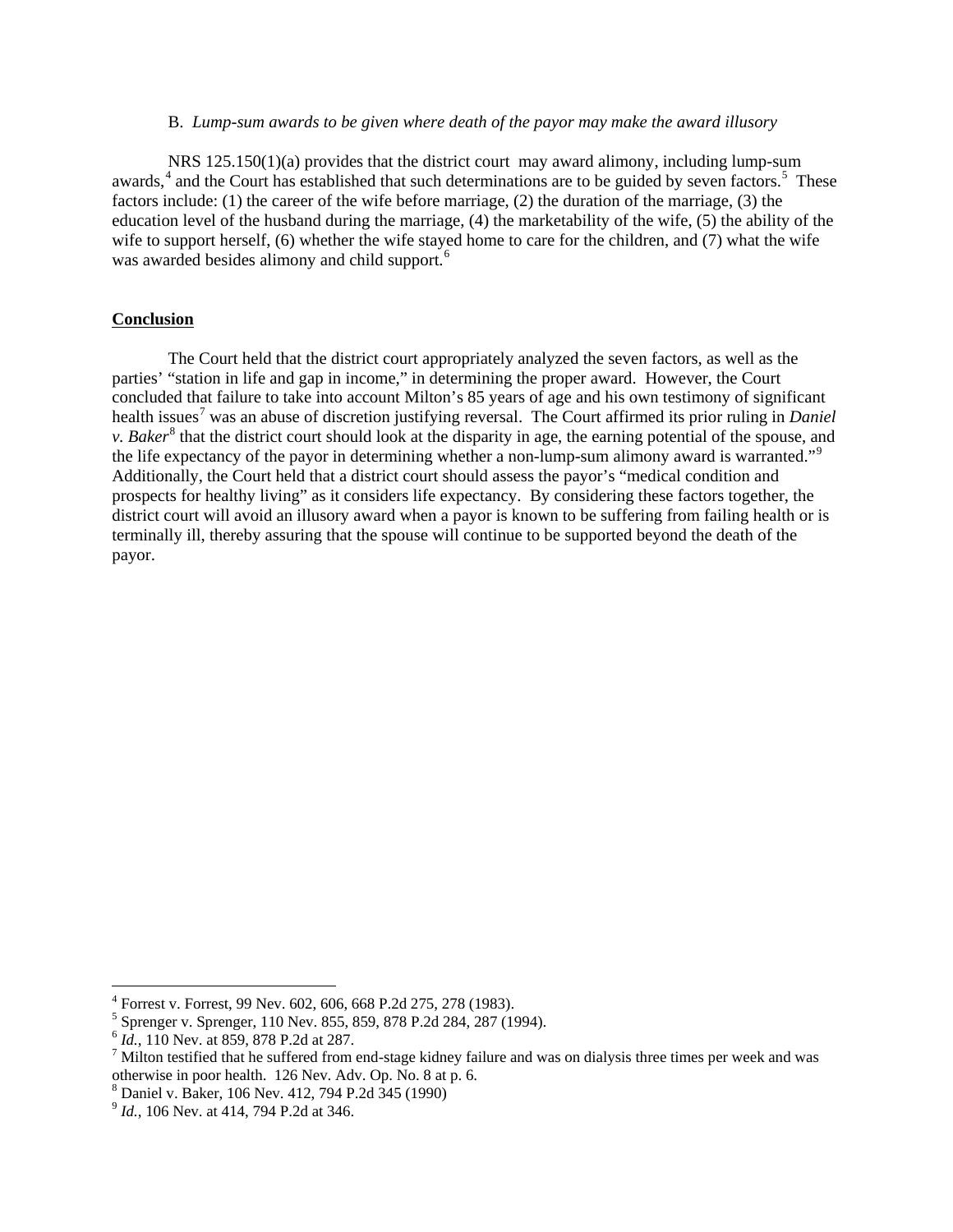B. *Lump-sum awards to be given where death of the payor may make the award illusory*

NRS 125.150(1)(a) provides that the district court may award alimony, including lump-sum awards,[4] and the Court has established that such determinations are to be guided by seven factors.[5] These factors include: (1) the career of the wife before marriage, (2) the duration of the marriage, (3) the education level of the husband during the marriage, (4) the marketability of the wife, (5) the ability of the wife to support herself, (6) whether the wife stayed home to care for the children, and (7) what the wife was awarded besides alimony and child support.[6]

**Conclusion**

The Court held that the district court appropriately analyzed the seven factors, as well as the parties' "station in life and gap in income," in determining the proper award. However, the Court concluded that failure to take into account Milton's 85 years of age and his own testimony of significant health issues[7] was an abuse of discretion justifying reversal. The Court affirmed its prior ruling in *Daniel v. Baker*[8] that the district court should look at the disparity in age, the earning potential of the spouse, and the life expectancy of the payor in determining whether a non-lump-sum alimony award is warranted."[9] Additionally, the Court held that a district court should assess the payor's "medical condition and prospects for healthy living" as it considers life expectancy. By considering these factors together, the district court will avoid an illusory award when a payor is known to be suffering from failing health or is terminally ill, thereby assuring that the spouse will continue to be supported beyond the death of the payor.

---

[4] Forrest v. Forrest, 99 Nev. 602, 606, 668 P.2d 275, 278 (1983).

[5] Sprenger v. Sprenger, 110 Nev. 855, 859, 878 P.2d 284, 287 (1994).

[6] *Id.*, 110 Nev. at 859, 878 P.2d at 287.

[7] Milton testified that he suffered from end-stage kidney failure and was on dialysis three times per week and was otherwise in poor health. 126 Nev. Adv. Op. No. 8 at p. 6.

[8] Daniel v. Baker, 106 Nev. 412, 794 P.2d 345 (1990)

[9] *Id.*, 106 Nev. at 414, 794 P.2d at 346.